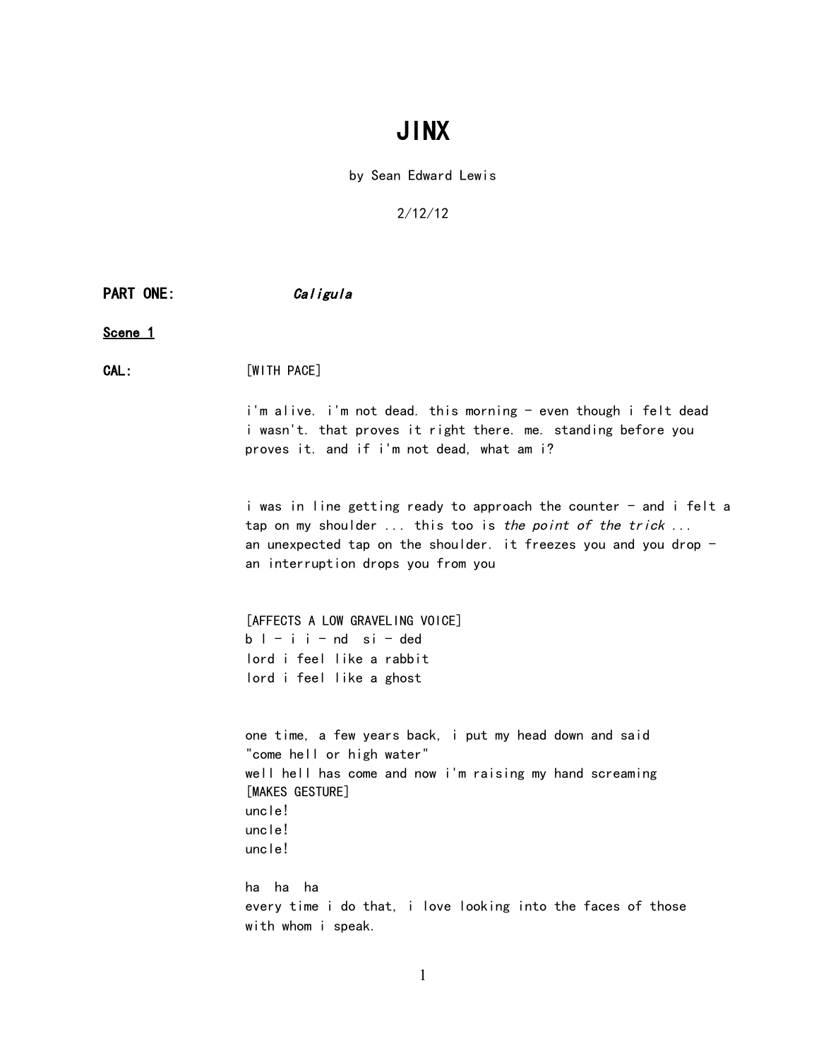# JINX

by Sean Edward Lewis

2/12/12

**PART ONE:** ***Caligula***

**Scene 1**

**CAL:** [WITH PACE]

i'm alive. i'm not dead. this morning - even though i felt dead i wasn't. that proves it right there. me. standing before you proves it. and if i'm not dead, what am i?

i was in line getting ready to approach the counter - and i felt a tap on my shoulder ... this too is *the point of the trick* ... an unexpected tap on the shoulder. it freezes you and you drop - an interruption drops you from you

[AFFECTS A LOW GRAVELING VOICE]
b l - i i - nd si - ded
lord i feel like a rabbit
lord i feel like a ghost

one time, a few years back, i put my head down and said
"come hell or high water"
well hell has come and now i'm raising my hand screaming
[MAKES GESTURE]
uncle!
uncle!
uncle!

ha ha ha
every time i do that, i love looking into the faces of those with whom i speak.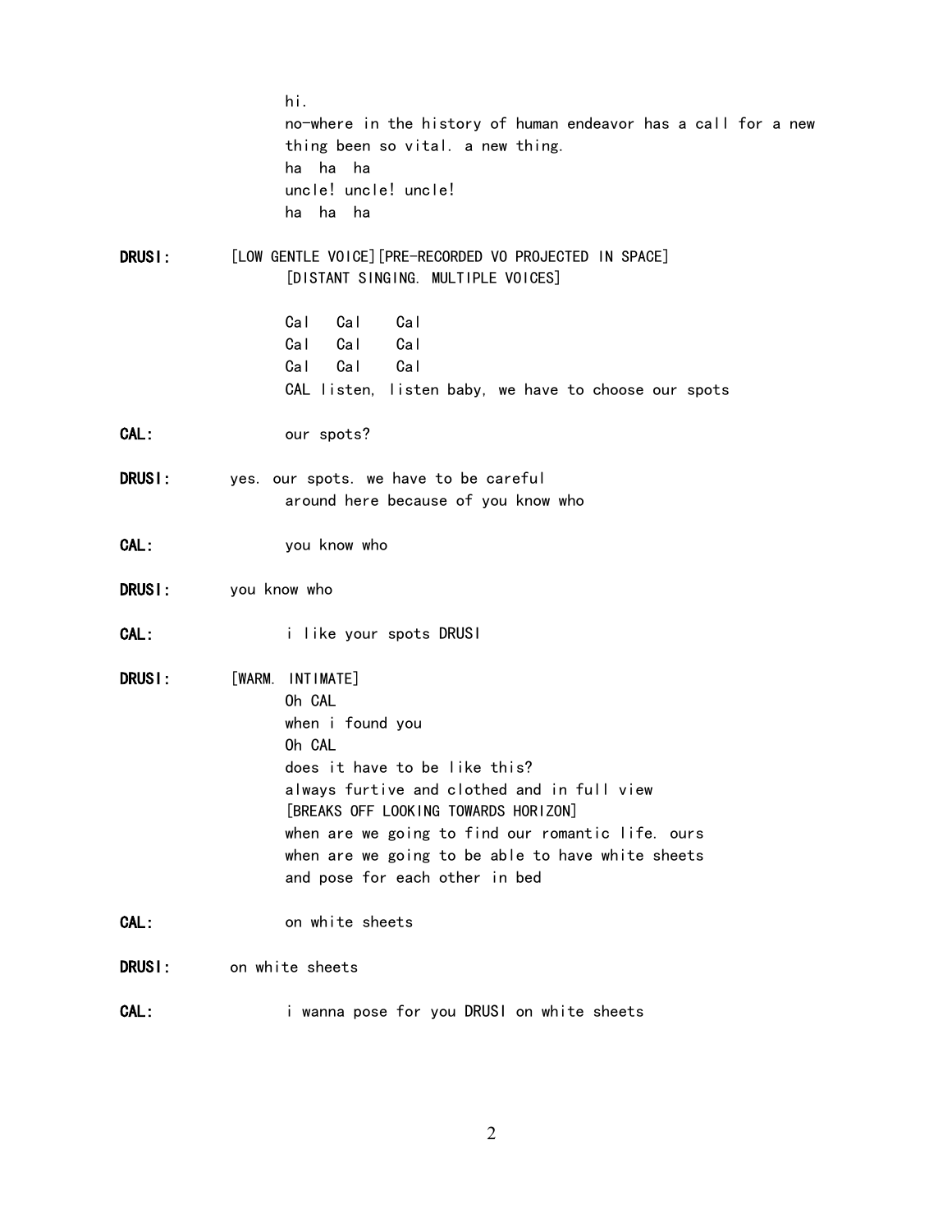hi.
no-where in the history of human endeavor has a call for a new thing been so vital. a new thing.
ha ha ha
uncle! uncle! uncle!
ha ha ha

**DRUSI:** [LOW GENTLE VOICE][PRE-RECORDED VO PROJECTED IN SPACE]
[DISTANT SINGING. MULTIPLE VOICES]

Cal Cal Cal
Cal Cal Cal
Cal Cal Cal
CAL listen, listen baby, we have to choose our spots

**CAL:** our spots?

**DRUSI:** yes. our spots. we have to be careful
around here because of you know who

**CAL:** you know who

**DRUSI:** you know who

**CAL:** i like your spots DRUSI

**DRUSI:** [WARM. INTIMATE]
Oh CAL
when i found you
Oh CAL
does it have to be like this?
always furtive and clothed and in full view
[BREAKS OFF LOOKING TOWARDS HORIZON]
when are we going to find our romantic life. ours
when are we going to be able to have white sheets
and pose for each other in bed

**CAL:** on white sheets

**DRUSI:** on white sheets

**CAL:** i wanna pose for you DRUSI on white sheets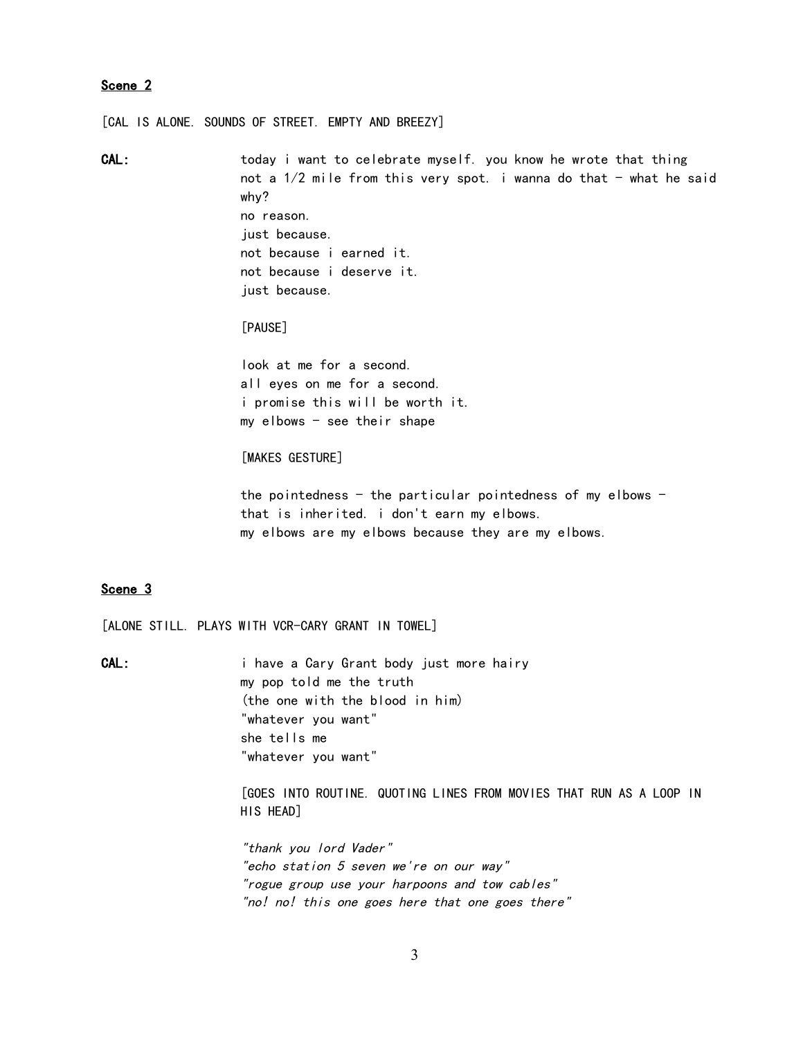**Scene 2**

[CAL IS ALONE. SOUNDS OF STREET. EMPTY AND BREEZY]

**CAL:** today i want to celebrate myself. you know he wrote that thing not a 1/2 mile from this very spot. i wanna do that - what he said
why?
no reason.
just because.
not because i earned it.
not because i deserve it.
just because.

[PAUSE]

look at me for a second.
all eyes on me for a second.
i promise this will be worth it.
my elbows - see their shape

[MAKES GESTURE]

the pointedness - the particular pointedness of my elbows - that is inherited. i don't earn my elbows.
my elbows are my elbows because they are my elbows.

**Scene 3**

[ALONE STILL. PLAYS WITH VCR-CARY GRANT IN TOWEL]

**CAL:** i have a Cary Grant body just more hairy
my pop told me the truth
(the one with the blood in him)
"whatever you want"
she tells me
"whatever you want"

[GOES INTO ROUTINE. QUOTING LINES FROM MOVIES THAT RUN AS A LOOP IN HIS HEAD]

*"thank you lord Vader"*
*"echo station 5 seven we're on our way"*
*"rogue group use your harpoons and tow cables"*
*"no! no! this one goes here that one goes there"*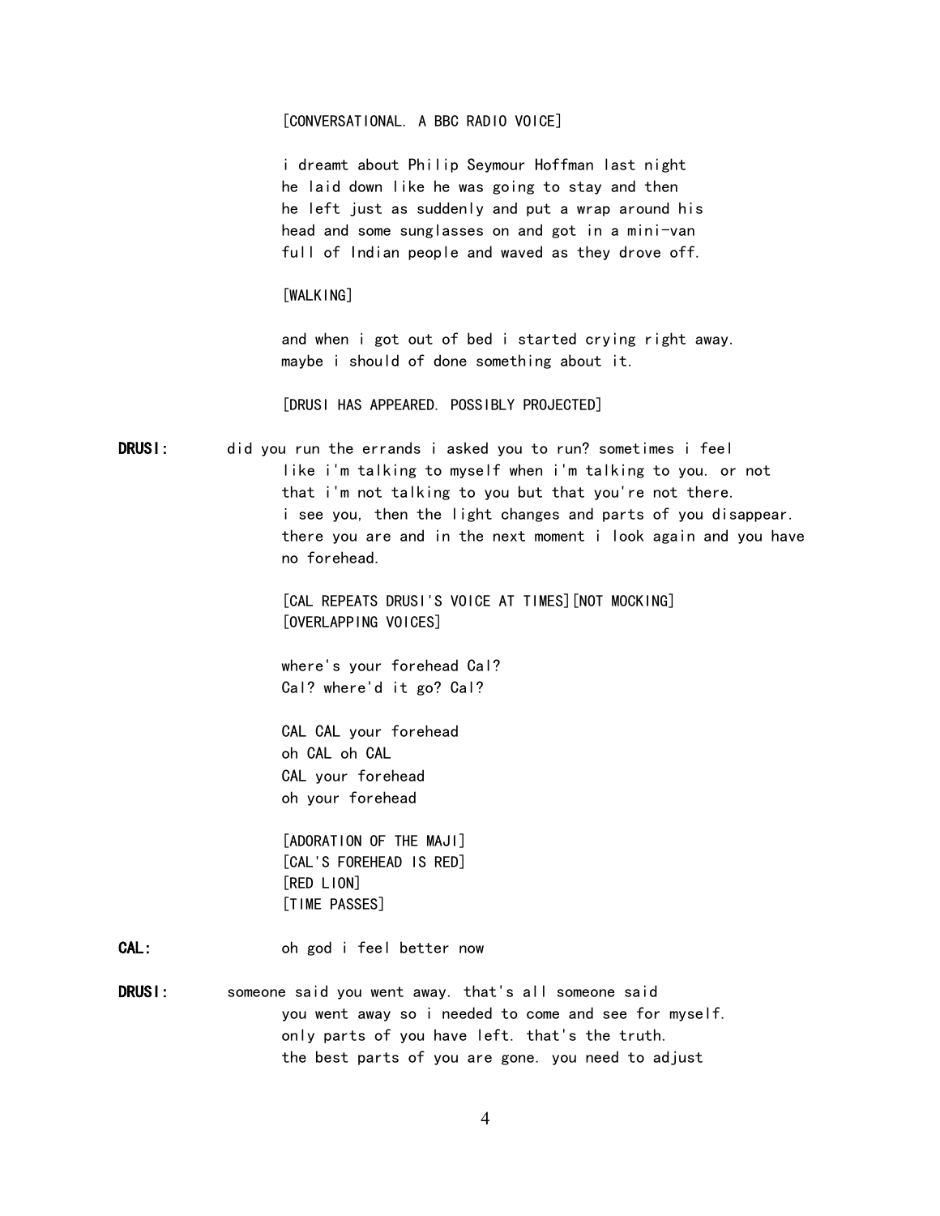[CONVERSATIONAL. A BBC RADIO VOICE]

i dreamt about Philip Seymour Hoffman last night
he laid down like he was going to stay and then
he left just as suddenly and put a wrap around his
head and some sunglasses on and got in a mini-van
full of Indian people and waved as they drove off.

[WALKING]

and when i got out of bed i started crying right away.
maybe i should of done something about it.

[DRUSI HAS APPEARED. POSSIBLY PROJECTED]

**DRUSI:** did you run the errands i asked you to run? sometimes i feel
like i'm talking to myself when i'm talking to you. or not
that i'm not talking to you but that you're not there.
i see you, then the light changes and parts of you disappear.
there you are and in the next moment i look again and you have
no forehead.

[CAL REPEATS DRUSI'S VOICE AT TIMES][NOT MOCKING]
[OVERLAPPING VOICES]

where's your forehead Cal?
Cal? where'd it go? Cal?

CAL CAL your forehead
oh CAL oh CAL
CAL your forehead
oh your forehead

[ADORATION OF THE MAJI]
[CAL'S FOREHEAD IS RED]
[RED LION]
[TIME PASSES]

**CAL:** oh god i feel better now

**DRUSI:** someone said you went away. that's all someone said
you went away so i needed to come and see for myself.
only parts of you have left. that's the truth.
the best parts of you are gone. you need to adjust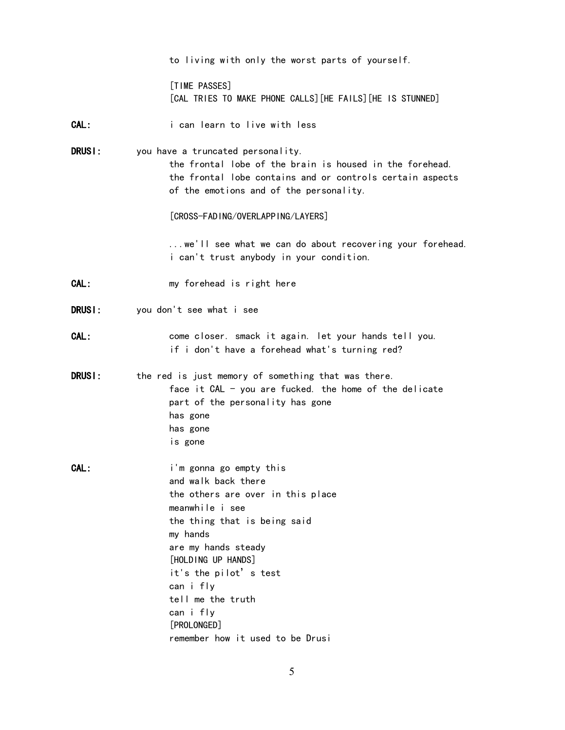to living with only the worst parts of yourself.

[TIME PASSES]
[CAL TRIES TO MAKE PHONE CALLS][HE FAILS][HE IS STUNNED]

**CAL:** i can learn to live with less

**DRUSI:** you have a truncated personality.
the frontal lobe of the brain is housed in the forehead.
the frontal lobe contains and or controls certain aspects
of the emotions and of the personality.

[CROSS-FADING/OVERLAPPING/LAYERS]

...we'll see what we can do about recovering your forehead.
i can't trust anybody in your condition.

**CAL:** my forehead is right here

**DRUSI:** you don't see what i see

**CAL:** come closer. smack it again. let your hands tell you.
if i don't have a forehead what's turning red?

**DRUSI:** the red is just memory of something that was there.
face it CAL - you are fucked. the home of the delicate
part of the personality has gone
has gone
has gone
is gone

**CAL:** i'm gonna go empty this
and walk back there
the others are over in this place
meanwhile i see
the thing that is being said
my hands
are my hands steady
[HOLDING UP HANDS]
it's the pilot's test
can i fly
tell me the truth
can i fly
[PROLONGED]
remember how it used to be Drusi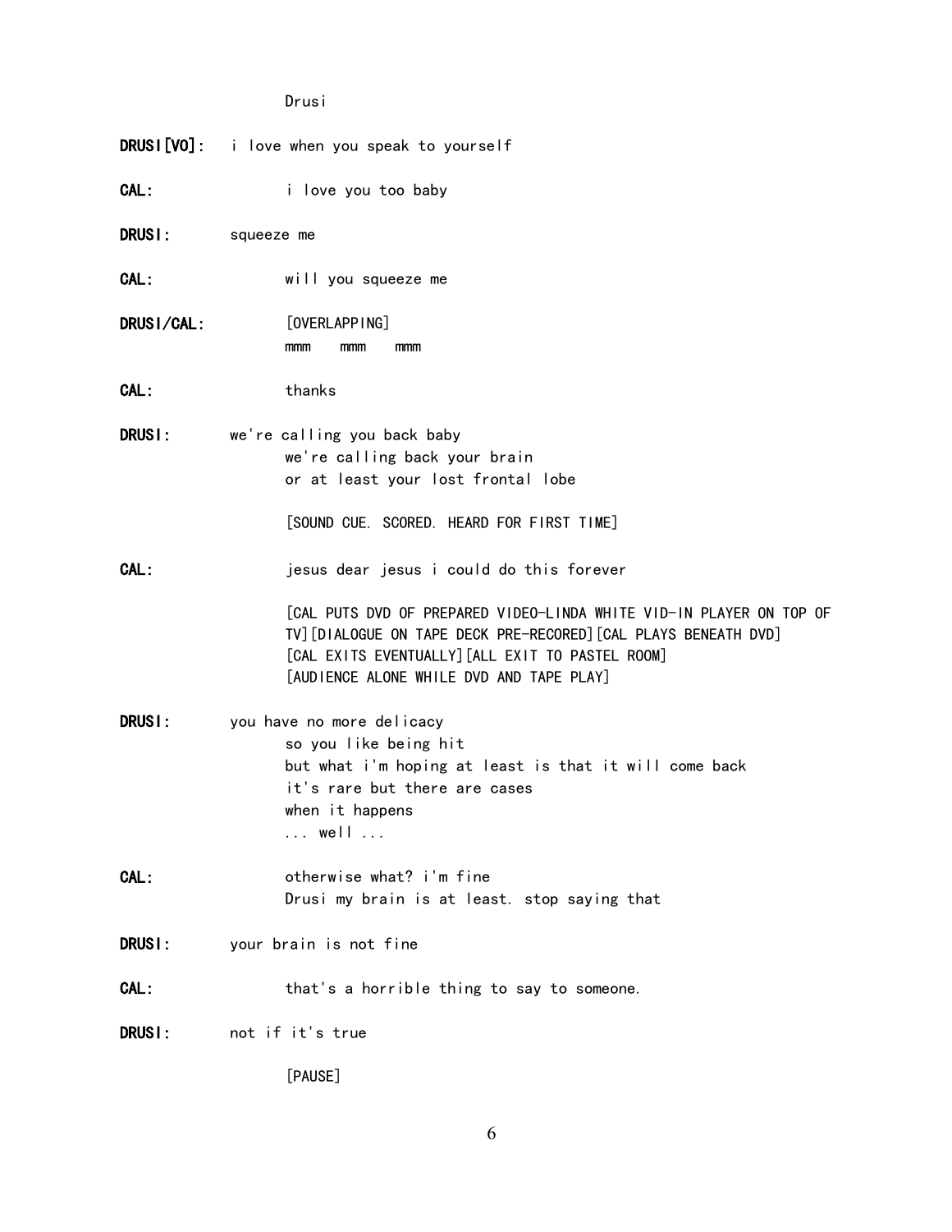Drusi

**DRUSI[VO]:** i love when you speak to yourself

**CAL:** i love you too baby

**DRUSI:** squeeze me

**CAL:** will you squeeze me

**DRUSI/CAL:** [OVERLAPPING]
mmm mmm mmm

**CAL:** thanks

**DRUSI:** we're calling you back baby
we're calling back your brain
or at least your lost frontal lobe

[SOUND CUE. SCORED. HEARD FOR FIRST TIME]

**CAL:** jesus dear jesus i could do this forever

[CAL PUTS DVD OF PREPARED VIDEO-LINDA WHITE VID-IN PLAYER ON TOP OF TV][DIALOGUE ON TAPE DECK PRE-RECORED][CAL PLAYS BENEATH DVD]
[CAL EXITS EVENTUALLY][ALL EXIT TO PASTEL ROOM]
[AUDIENCE ALONE WHILE DVD AND TAPE PLAY]

**DRUSI:** you have no more delicacy
so you like being hit
but what i'm hoping at least is that it will come back
it's rare but there are cases
when it happens
... well ...

**CAL:** otherwise what? i'm fine
Drusi my brain is at least. stop saying that

**DRUSI:** your brain is not fine

**CAL:** that's a horrible thing to say to someone.

**DRUSI:** not if it's true

[PAUSE]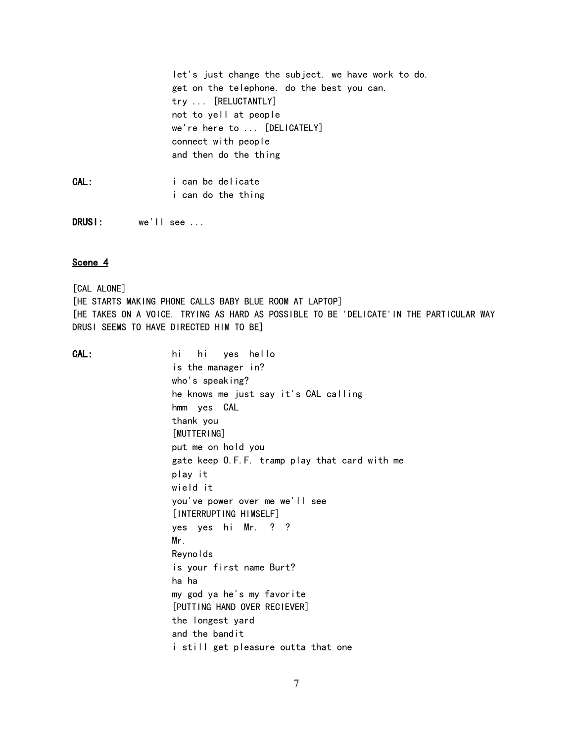let's just change the subject. we have work to do.
get on the telephone. do the best you can.
try ... [RELUCTANTLY]
not to yell at people
we're here to ... [DELICATELY]
connect with people
and then do the thing

**CAL:** i can be delicate
i can do the thing

**DRUSI:** we'll see ...

## Scene 4

[CAL ALONE]
[HE STARTS MAKING PHONE CALLS BABY BLUE ROOM AT LAPTOP]
[HE TAKES ON A VOICE. TRYING AS HARD AS POSSIBLE TO BE 'DELICATE'IN THE PARTICULAR WAY DRUSI SEEMS TO HAVE DIRECTED HIM TO BE]

**CAL:** hi hi yes hello
is the manager in?
who's speaking?
he knows me just say it's CAL calling
hmm yes CAL
thank you
[MUTTERING]
put me on hold you
gate keep O.F.F. tramp play that card with me
play it
wield it
you've power over me we'll see
[INTERRUPTING HIMSELF]
yes yes hi Mr. ? ?
Mr.
Reynolds
is your first name Burt?
ha ha
my god ya he's my favorite
[PUTTING HAND OVER RECIEVER]
the longest yard
and the bandit
i still get pleasure outta that one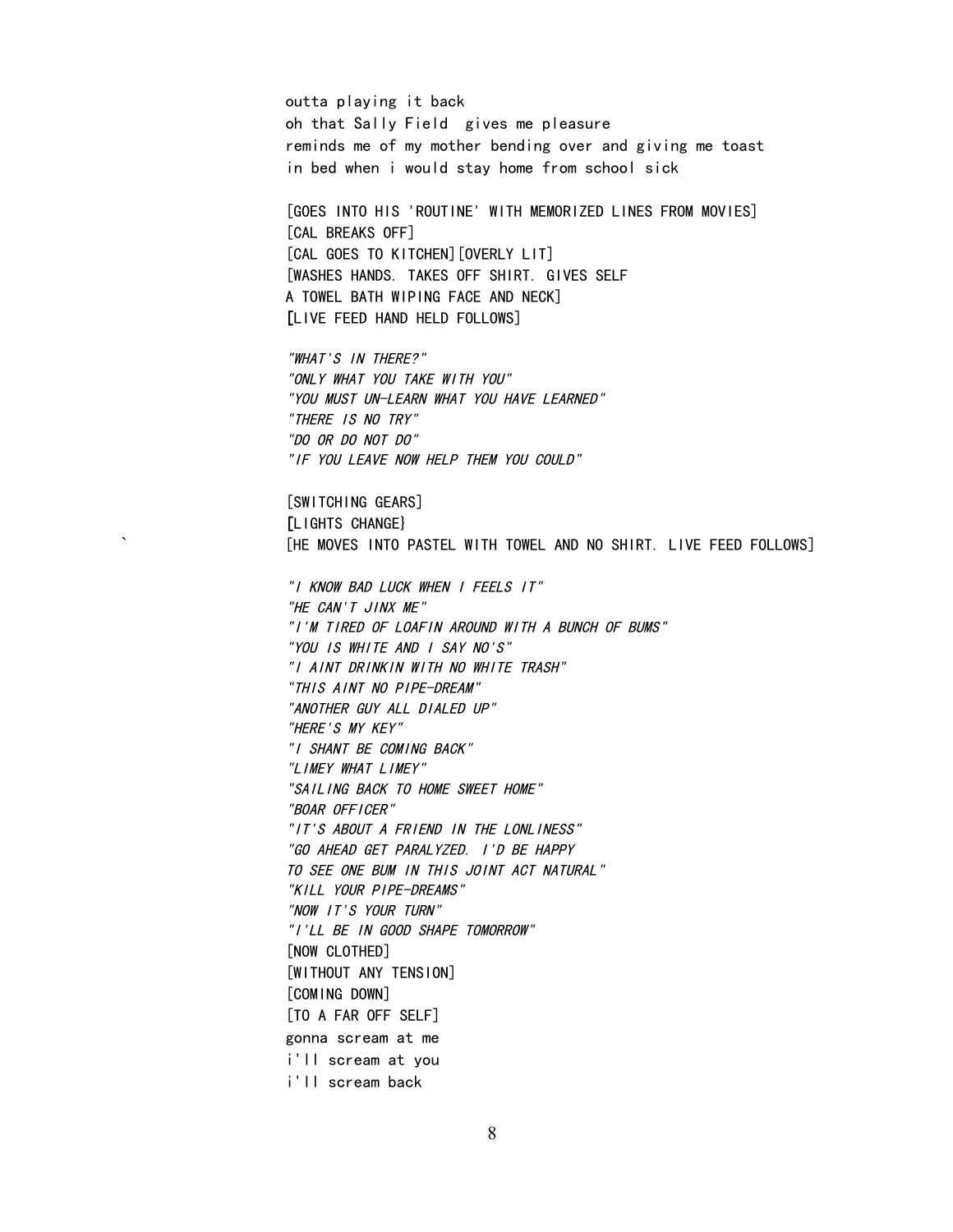outta playing it back  
oh that Sally Field  gives me pleasure  
reminds me of my mother bending over and giving me toast  
in bed when i would stay home from school sick

[GOES INTO HIS 'ROUTINE' WITH MEMORIZED LINES FROM MOVIES]  
[CAL BREAKS OFF]  
[CAL GOES TO KITCHEN][OVERLY LIT]  
[WASHES HANDS. TAKES OFF SHIRT. GIVES SELF  
A TOWEL BATH WIPING FACE AND NECK]  
[LIVE FEED HAND HELD FOLLOWS]

*"WHAT'S IN THERE?"*  
*"ONLY WHAT YOU TAKE WITH YOU"*  
*"YOU MUST UN-LEARN WHAT YOU HAVE LEARNED"*  
*"THERE IS NO TRY"*  
*"DO OR DO NOT DO"*  
*"IF YOU LEAVE NOW HELP THEM YOU COULD"*

[SWITCHING GEARS]  
[LIGHTS CHANGE}  
` [HE MOVES INTO PASTEL WITH TOWEL AND NO SHIRT. LIVE FEED FOLLOWS]

*"I KNOW BAD LUCK WHEN I FEELS IT"*  
*"HE CAN'T JINX ME"*  
*"I'M TIRED OF LOAFIN AROUND WITH A BUNCH OF BUMS"*  
*"YOU IS WHITE AND I SAY NO'S"*  
*"I AINT DRINKIN WITH NO WHITE TRASH"*  
*"THIS AINT NO PIPE-DREAM"*  
*"ANOTHER GUY ALL DIALED UP"*  
*"HERE'S MY KEY"*  
*"I SHANT BE COMING BACK"*  
*"LIMEY WHAT LIMEY"*  
*"SAILING BACK TO HOME SWEET HOME"*  
*"BOAR OFFICER"*  
*"IT'S ABOUT A FRIEND IN THE LONLINESS"*  
*"GO AHEAD GET PARALYZED. I'D BE HAPPY  
TO SEE ONE BUM IN THIS JOINT ACT NATURAL"*  
*"KILL YOUR PIPE-DREAMS"*  
*"NOW IT'S YOUR TURN"*  
*"I'LL BE IN GOOD SHAPE TOMORROW"*  
[NOW CLOTHED]  
[WITHOUT ANY TENSION]  
[COMING DOWN]  
[TO A FAR OFF SELF]  
gonna scream at me  
i'll scream at you  
i'll scream back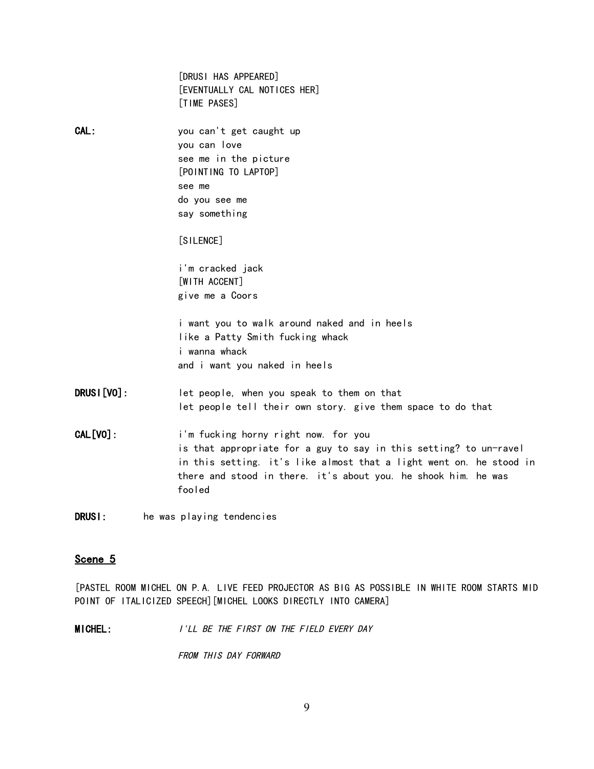[DRUSI HAS APPEARED]
[EVENTUALLY CAL NOTICES HER]
[TIME PASES]

**CAL:** you can't get caught up
you can love
see me in the picture
[POINTING TO LAPTOP]
see me
do you see me
say something

[SILENCE]

i'm cracked jack
[WITH ACCENT]
give me a Coors

i want you to walk around naked and in heels
like a Patty Smith fucking whack
i wanna whack
and i want you naked in heels

**DRUSI[VO]:** let people, when you speak to them on that
let people tell their own story. give them space to do that

**CAL[VO]:** i'm fucking horny right now. for you
is that appropriate for a guy to say in this setting? to un-ravel in this setting. it's like almost that a light went on. he stood in there and stood in there. it's about you. he shook him. he was fooled

**DRUSI:** he was playing tendencies

## Scene 5

[PASTEL ROOM MICHEL ON P.A. LIVE FEED PROJECTOR AS BIG AS POSSIBLE IN WHITE ROOM STARTS MID POINT OF ITALICIZED SPEECH][MICHEL LOOKS DIRECTLY INTO CAMERA]

**MICHEL:** *I'LL BE THE FIRST ON THE FIELD EVERY DAY*

*FROM THIS DAY FORWARD*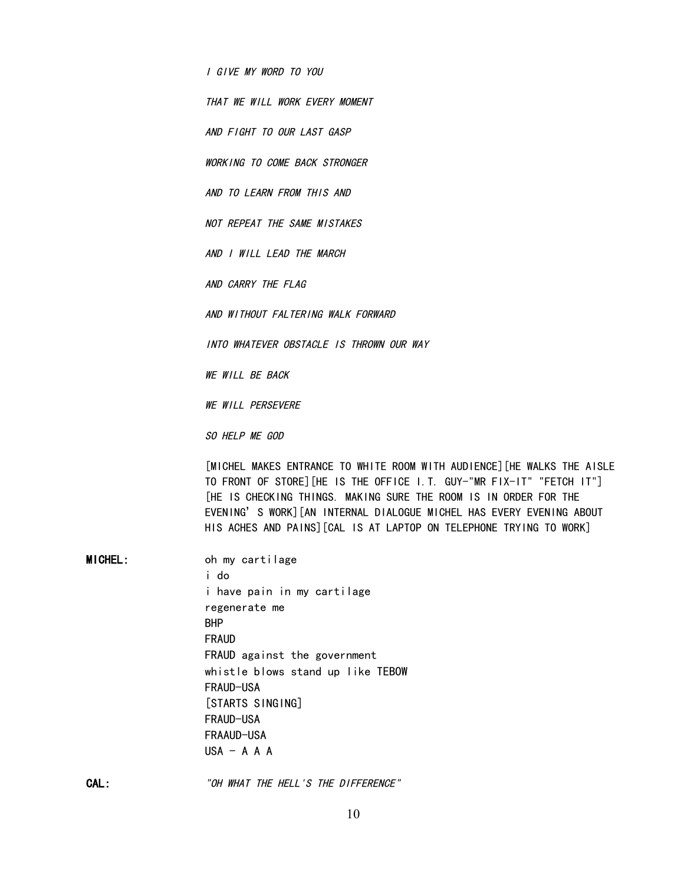*I GIVE MY WORD TO YOU*

*THAT WE WILL WORK EVERY MOMENT*

*AND FIGHT TO OUR LAST GASP*

*WORKING TO COME BACK STRONGER*

*AND TO LEARN FROM THIS AND*

*NOT REPEAT THE SAME MISTAKES*

*AND I WILL LEAD THE MARCH*

*AND CARRY THE FLAG*

*AND WITHOUT FALTERING WALK FORWARD*

*INTO WHATEVER OBSTACLE IS THROWN OUR WAY*

*WE WILL BE BACK*

*WE WILL PERSEVERE*

*SO HELP ME GOD*

[MICHEL MAKES ENTRANCE TO WHITE ROOM WITH AUDIENCE][HE WALKS THE AISLE TO FRONT OF STORE][HE IS THE OFFICE I.T. GUY-"MR FIX-IT" "FETCH IT"][HE IS CHECKING THINGS. MAKING SURE THE ROOM IS IN ORDER FOR THE EVENING'S WORK][AN INTERNAL DIALOGUE MICHEL HAS EVERY EVENING ABOUT HIS ACHES AND PAINS][CAL IS AT LAPTOP ON TELEPHONE TRYING TO WORK]

**MICHEL:**
oh my cartilage
i do
i have pain in my cartilage
regenerate me
BHP
FRAUD
FRAUD against the government
whistle blows stand up like TEBOW
FRAUD-USA
[STARTS SINGING]
FRAUD-USA
FRAAUD-USA
USA - A A A

**CAL:** *"OH WHAT THE HELL'S THE DIFFERENCE"*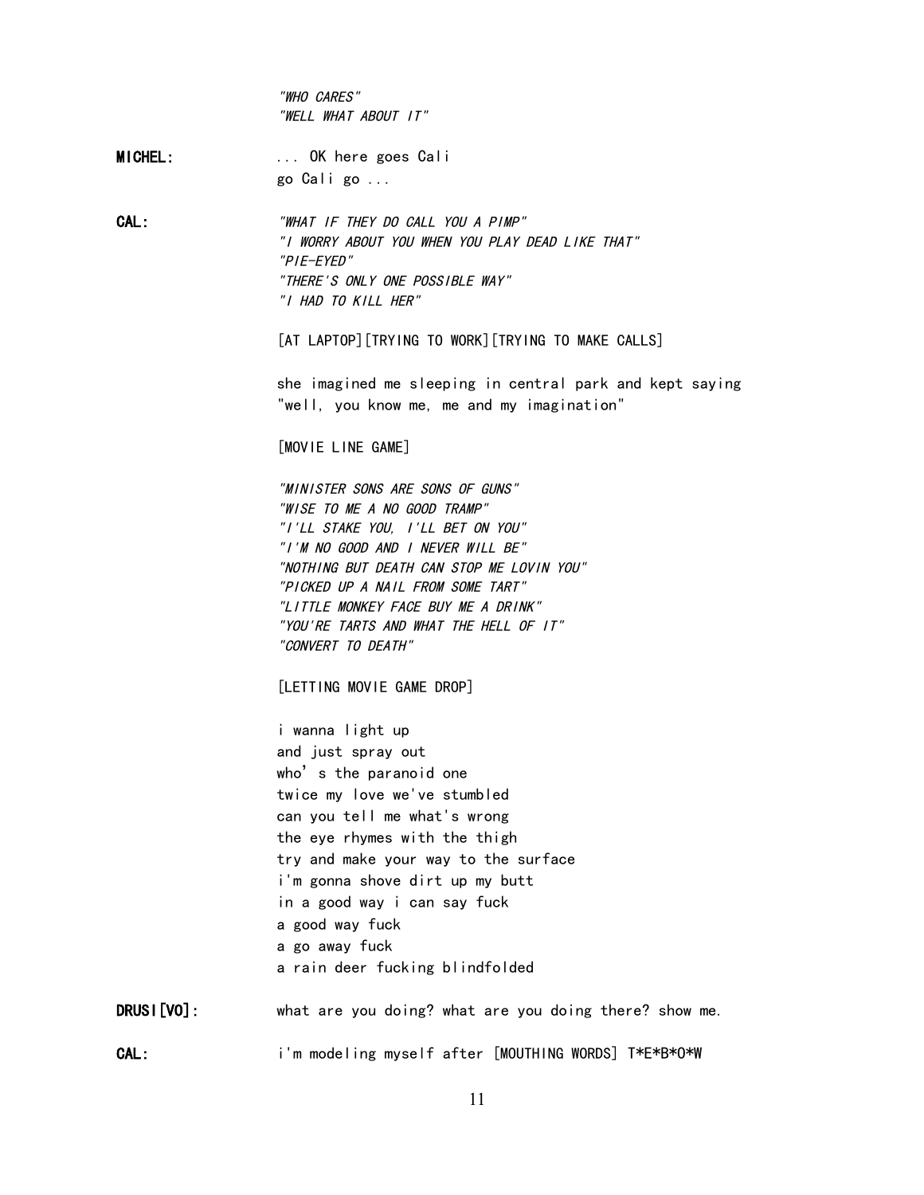*"WHO CARES"*
*"WELL WHAT ABOUT IT"*

**MICHEL:** ... OK here goes Cali
go Cali go ...

**CAL:** *"WHAT IF THEY DO CALL YOU A PIMP"*
*"I WORRY ABOUT YOU WHEN YOU PLAY DEAD LIKE THAT"*
*"PIE-EYED"*
*"THERE'S ONLY ONE POSSIBLE WAY"*
*"I HAD TO KILL HER"*

[AT LAPTOP][TRYING TO WORK][TRYING TO MAKE CALLS]

she imagined me sleeping in central park and kept saying
"well, you know me, me and my imagination"

[MOVIE LINE GAME]

*"MINISTER SONS ARE SONS OF GUNS"*
*"WISE TO ME A NO GOOD TRAMP"*
*"I'LL STAKE YOU, I'LL BET ON YOU"*
*"I'M NO GOOD AND I NEVER WILL BE"*
*"NOTHING BUT DEATH CAN STOP ME LOVIN YOU"*
*"PICKED UP A NAIL FROM SOME TART"*
*"LITTLE MONKEY FACE BUY ME A DRINK"*
*"YOU'RE TARTS AND WHAT THE HELL OF IT"*
*"CONVERT TO DEATH"*

[LETTING MOVIE GAME DROP]

i wanna light up
and just spray out
who's the paranoid one
twice my love we've stumbled
can you tell me what's wrong
the eye rhymes with the thigh
try and make your way to the surface
i'm gonna shove dirt up my butt
in a good way i can say fuck
a good way fuck
a go away fuck
a rain deer fucking blindfolded

**DRUSI[VO]:** what are you doing? what are you doing there? show me.

**CAL:** i'm modeling myself after [MOUTHING WORDS] T*E*B*O*W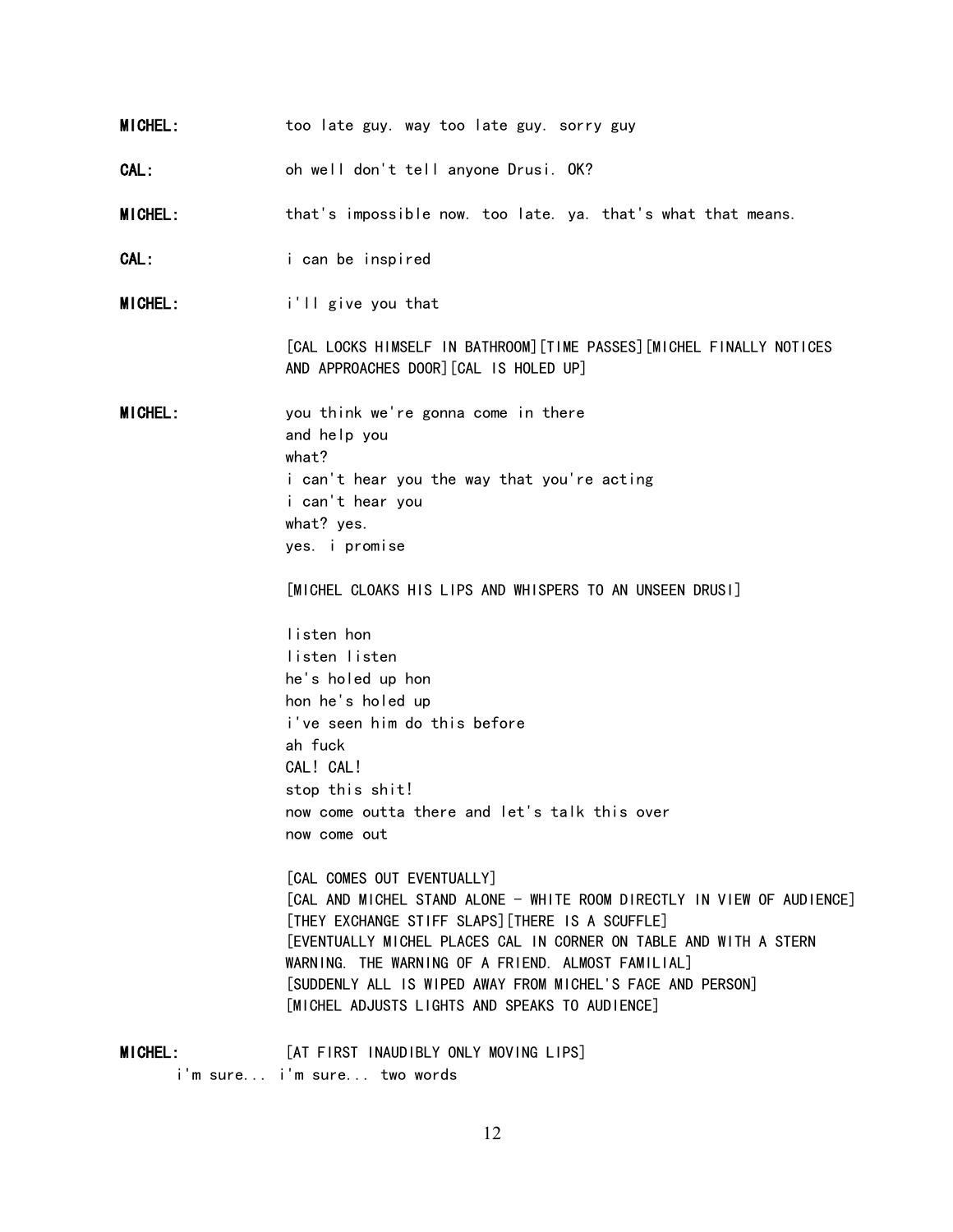**MICHEL:** too late guy. way too late guy. sorry guy

**CAL:** oh well don't tell anyone Drusi. OK?

**MICHEL:** that's impossible now. too late. ya. that's what that means.

**CAL:** i can be inspired

**MICHEL:** i'll give you that

[CAL LOCKS HIMSELF IN BATHROOM][TIME PASSES][MICHEL FINALLY NOTICES AND APPROACHES DOOR][CAL IS HOLED UP]

**MICHEL:** you think we're gonna come in there
and help you
what?
i can't hear you the way that you're acting
i can't hear you
what? yes.
yes. i promise

[MICHEL CLOAKS HIS LIPS AND WHISPERS TO AN UNSEEN DRUSI]

listen hon
listen listen
he's holed up hon
hon he's holed up
i've seen him do this before
ah fuck
CAL! CAL!
stop this shit!
now come outta there and let's talk this over
now come out

[CAL COMES OUT EVENTUALLY]
[CAL AND MICHEL STAND ALONE - WHITE ROOM DIRECTLY IN VIEW OF AUDIENCE]
[THEY EXCHANGE STIFF SLAPS][THERE IS A SCUFFLE]
[EVENTUALLY MICHEL PLACES CAL IN CORNER ON TABLE AND WITH A STERN WARNING. THE WARNING OF A FRIEND. ALMOST FAMILIAL]
[SUDDENLY ALL IS WIPED AWAY FROM MICHEL'S FACE AND PERSON]
[MICHEL ADJUSTS LIGHTS AND SPEAKS TO AUDIENCE]

**MICHEL:** [AT FIRST INAUDIBLY ONLY MOVING LIPS]
i'm sure... i'm sure... two words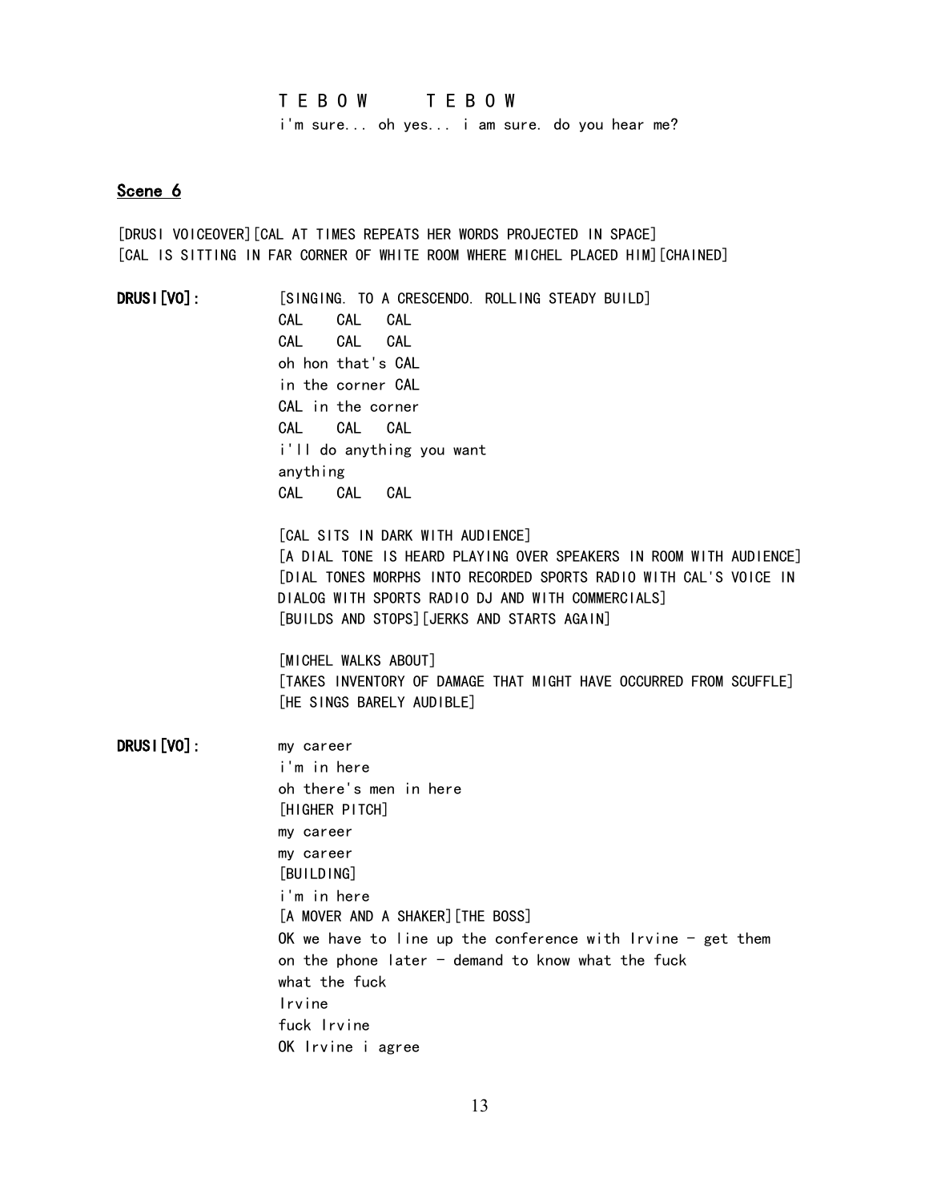T E B O W    T E B O W
i'm sure... oh yes... i am sure. do you hear me?

## Scene 6

[DRUSI VOICEOVER][CAL AT TIMES REPEATS HER WORDS PROJECTED IN SPACE]
[CAL IS SITTING IN FAR CORNER OF WHITE ROOM WHERE MICHEL PLACED HIM][CHAINED]

**DRUSI[VO]:** [SINGING. TO A CRESCENDO. ROLLING STEADY BUILD]
CAL    CAL    CAL
CAL    CAL    CAL
oh hon that's CAL
in the corner CAL
CAL in the corner
CAL    CAL    CAL
i'll do anything you want
anything
CAL    CAL    CAL

[CAL SITS IN DARK WITH AUDIENCE]
[A DIAL TONE IS HEARD PLAYING OVER SPEAKERS IN ROOM WITH AUDIENCE]
[DIAL TONES MORPHS INTO RECORDED SPORTS RADIO WITH CAL'S VOICE IN DIALOG WITH SPORTS RADIO DJ AND WITH COMMERCIALS]
[BUILDS AND STOPS][JERKS AND STARTS AGAIN]

[MICHEL WALKS ABOUT]
[TAKES INVENTORY OF DAMAGE THAT MIGHT HAVE OCCURRED FROM SCUFFLE]
[HE SINGS BARELY AUDIBLE]

**DRUSI[VO]:** my career
i'm in here
oh there's men in here
[HIGHER PITCH]
my career
my career
[BUILDING]
i'm in here
[A MOVER AND A SHAKER][THE BOSS]
OK we have to line up the conference with Irvine - get them on the phone later - demand to know what the fuck
what the fuck
Irvine
fuck Irvine
OK Irvine i agree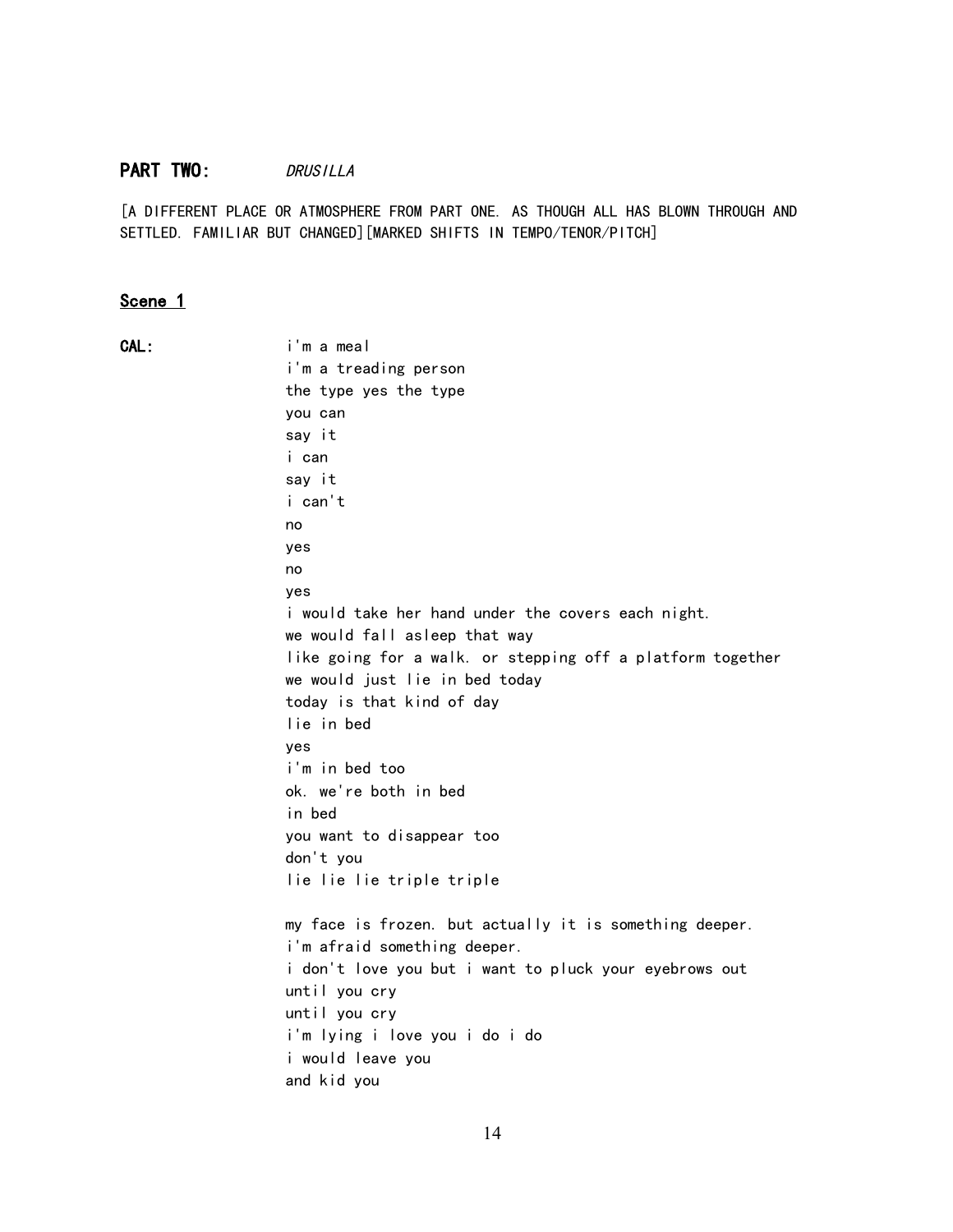## PART TWO: *DRUSILLA*

[A DIFFERENT PLACE OR ATMOSPHERE FROM PART ONE. AS THOUGH ALL HAS BLOWN THROUGH AND SETTLED. FAMILIAR BUT CHANGED][MARKED SHIFTS IN TEMPO/TENOR/PITCH]

### Scene 1

**CAL:**

i'm a meal  
i'm a treading person  
the type yes the type  
you can  
say it  
i can  
say it  
i can't  
no  
yes  
no  
yes  
i would take her hand under the covers each night.  
we would fall asleep that way  
like going for a walk. or stepping off a platform together  
we would just lie in bed today  
today is that kind of day  
lie in bed  
yes  
i'm in bed too  
ok. we're both in bed  
in bed  
you want to disappear too  
don't you  
lie lie lie triple triple

my face is frozen. but actually it is something deeper.  
i'm afraid something deeper.  
i don't love you but i want to pluck your eyebrows out  
until you cry  
until you cry  
i'm lying i love you i do i do  
i would leave you  
and kid you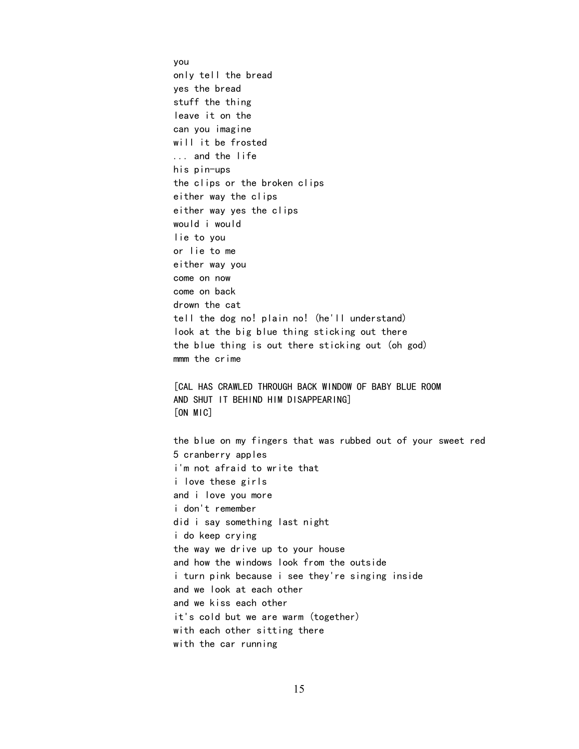you
only tell the bread
yes the bread
stuff the thing
leave it on the
can you imagine
will it be frosted
... and the life
his pin-ups
the clips or the broken clips
either way the clips
either way yes the clips
would i would
lie to you
or lie to me
either way you
come on now
come on back
drown the cat
tell the dog no! plain no! (he'll understand)
look at the big blue thing sticking out there
the blue thing is out there sticking out (oh god)
mmm the crime

[CAL HAS CRAWLED THROUGH BACK WINDOW OF BABY BLUE ROOM
AND SHUT IT BEHIND HIM DISAPPEARING]
[ON MIC]

the blue on my fingers that was rubbed out of your sweet red
5 cranberry apples
i'm not afraid to write that
i love these girls
and i love you more
i don't remember
did i say something last night
i do keep crying
the way we drive up to your house
and how the windows look from the outside
i turn pink because i see they're singing inside
and we look at each other
and we kiss each other
it's cold but we are warm (together)
with each other sitting there
with the car running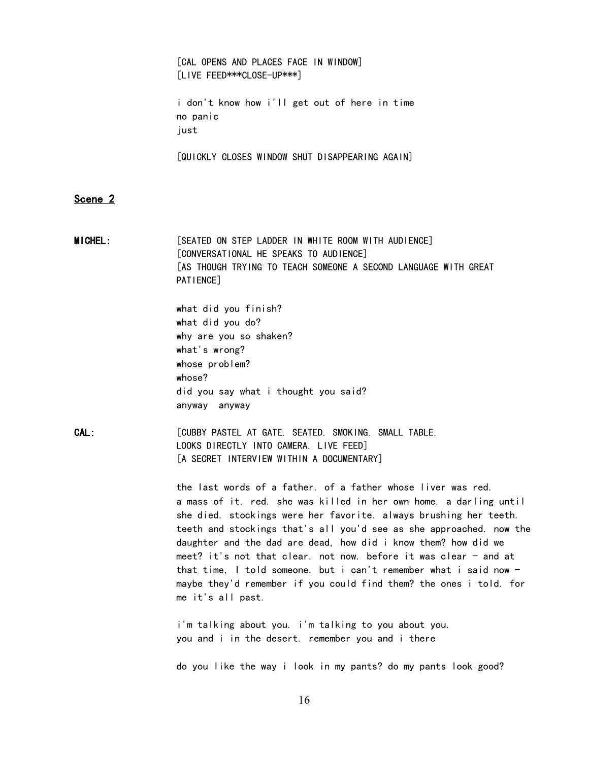[CAL OPENS AND PLACES FACE IN WINDOW]
[LIVE FEED***CLOSE-UP***]

i don't know how i'll get out of here in time
no panic
just

[QUICKLY CLOSES WINDOW SHUT DISAPPEARING AGAIN]

## Scene 2

**MICHEL:** [SEATED ON STEP LADDER IN WHITE ROOM WITH AUDIENCE]
[CONVERSATIONAL HE SPEAKS TO AUDIENCE]
[AS THOUGH TRYING TO TEACH SOMEONE A SECOND LANGUAGE WITH GREAT PATIENCE]

what did you finish?
what did you do?
why are you so shaken?
what's wrong?
whose problem?
whose?
did you say what i thought you said?
anyway  anyway

**CAL:** [CUBBY PASTEL AT GATE. SEATED. SMOKING. SMALL TABLE.
LOOKS DIRECTLY INTO CAMERA. LIVE FEED]
[A SECRET INTERVIEW WITHIN A DOCUMENTARY]

the last words of a father. of a father whose liver was red. a mass of it. red. she was killed in her own home. a darling until she died. stockings were her favorite. always brushing her teeth. teeth and stockings that's all you'd see as she approached. now the daughter and the dad are dead, how did i know them? how did we meet? it's not that clear. not now. before it was clear - and at that time, I told someone. but i can't remember what i said now - maybe they'd remember if you could find them? the ones i told. for me it's all past.

i'm talking about you. i'm talking to you about you.
you and i in the desert. remember you and i there

do you like the way i look in my pants? do my pants look good?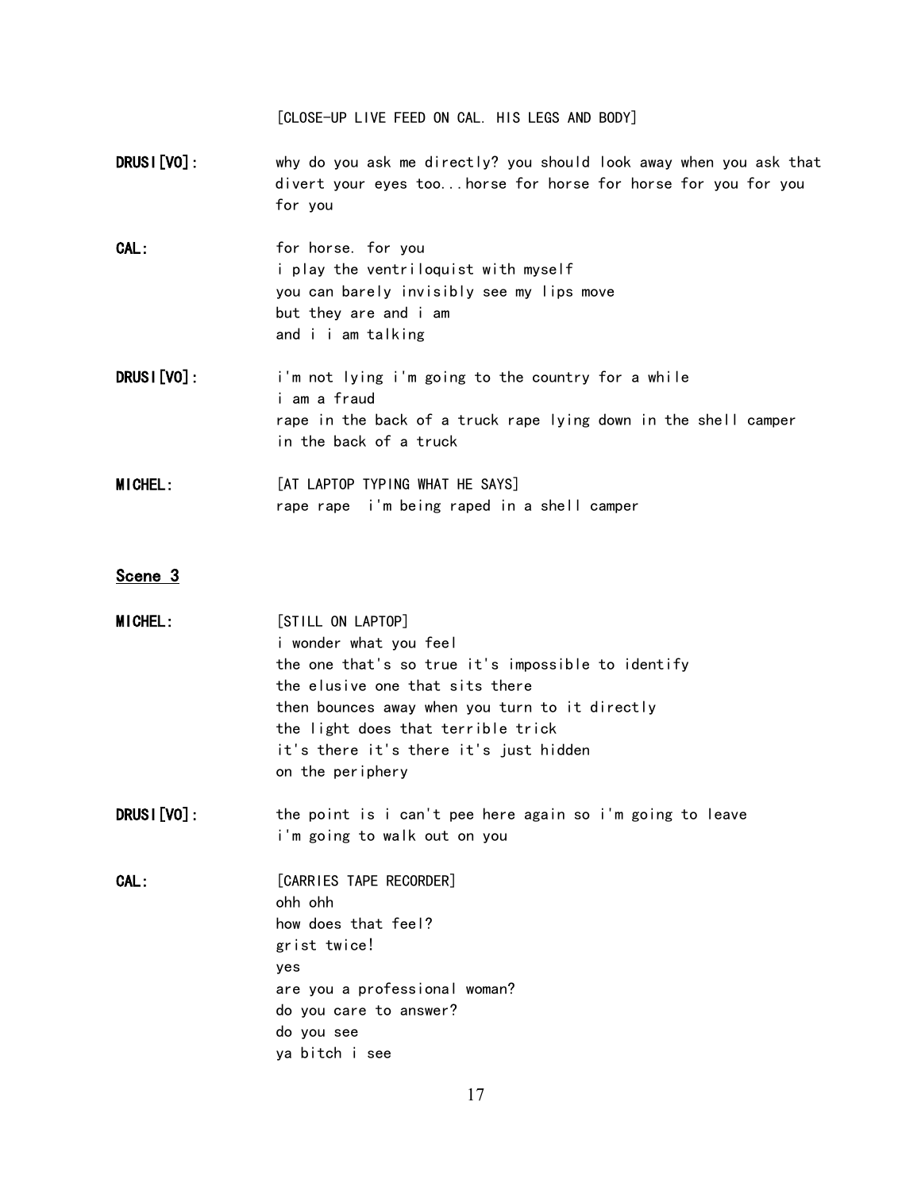[CLOSE-UP LIVE FEED ON CAL. HIS LEGS AND BODY]

**DRUSI[VO]:** why do you ask me directly? you should look away when you ask that divert your eyes too...horse for horse for horse for you for you for you

**CAL:** for horse. for you
i play the ventriloquist with myself
you can barely invisibly see my lips move
but they are and i am
and i i am talking

**DRUSI[VO]:** i'm not lying i'm going to the country for a while
i am a fraud
rape in the back of a truck rape lying down in the shell camper in the back of a truck

**MICHEL:** [AT LAPTOP TYPING WHAT HE SAYS]
rape rape  i'm being raped in a shell camper

## Scene 3

**MICHEL:** [STILL ON LAPTOP]
i wonder what you feel
the one that's so true it's impossible to identify
the elusive one that sits there
then bounces away when you turn to it directly
the light does that terrible trick
it's there it's there it's just hidden
on the periphery

**DRUSI[VO]:** the point is i can't pee here again so i'm going to leave
i'm going to walk out on you

**CAL:** [CARRIES TAPE RECORDER]
ohh ohh
how does that feel?
grist twice!
yes
are you a professional woman?
do you care to answer?
do you see
ya bitch i see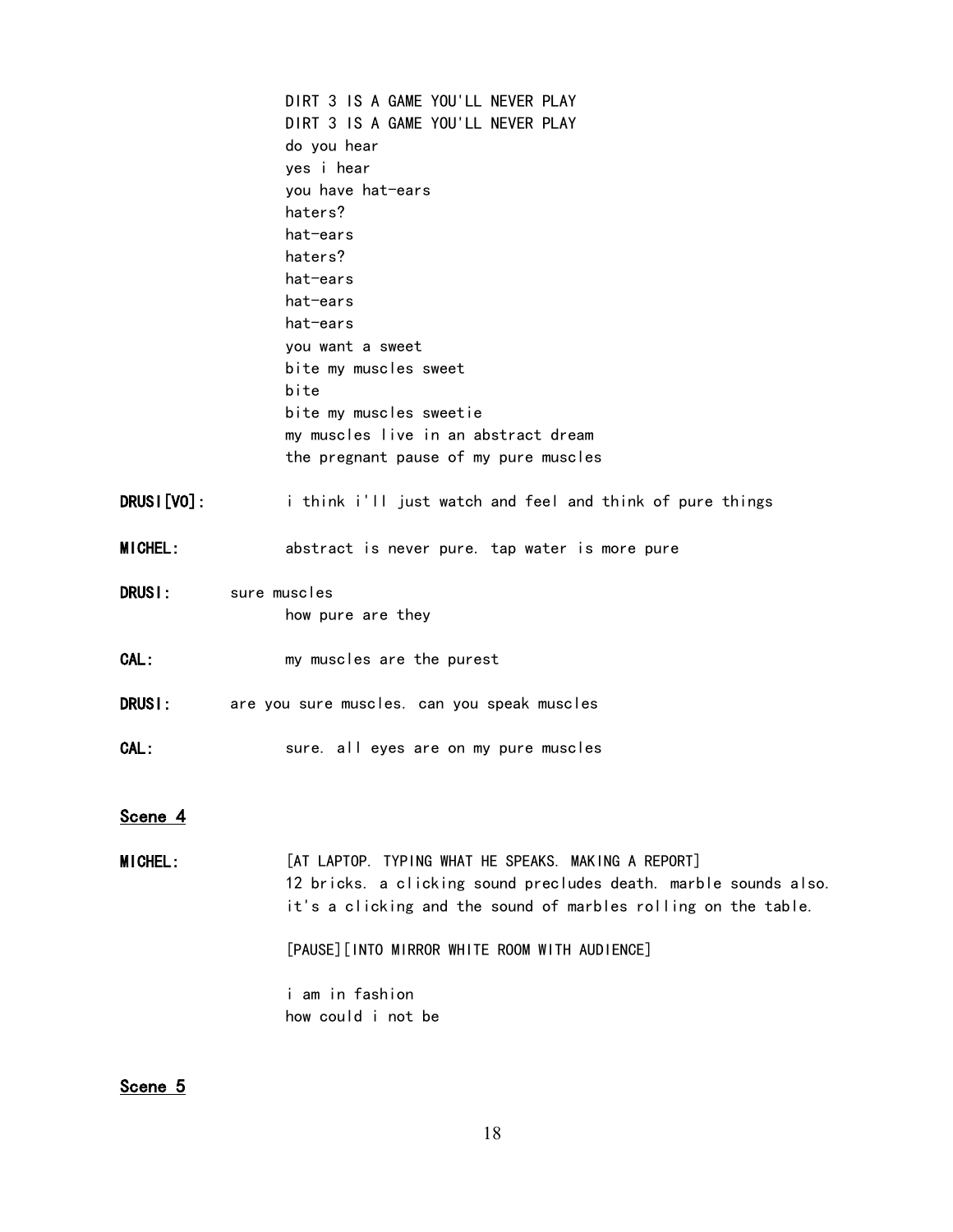DIRT 3 IS A GAME YOU'LL NEVER PLAY
DIRT 3 IS A GAME YOU'LL NEVER PLAY
do you hear
yes i hear
you have hat-ears
haters?
hat-ears
haters?
hat-ears
hat-ears
hat-ears
you want a sweet
bite my muscles sweet
bite
bite my muscles sweetie
my muscles live in an abstract dream
the pregnant pause of my pure muscles

**DRUSI[VO]:** i think i'll just watch and feel and think of pure things

**MICHEL:** abstract is never pure. tap water is more pure

**DRUSI:** sure muscles
how pure are they

**CAL:** my muscles are the purest

**DRUSI:** are you sure muscles. can you speak muscles

**CAL:** sure. all eyes are on my pure muscles

## Scene 4

**MICHEL:** [AT LAPTOP. TYPING WHAT HE SPEAKS. MAKING A REPORT]
12 bricks. a clicking sound precludes death. marble sounds also.
it's a clicking and the sound of marbles rolling on the table.

[PAUSE][INTO MIRROR WHITE ROOM WITH AUDIENCE]

i am in fashion
how could i not be

## Scene 5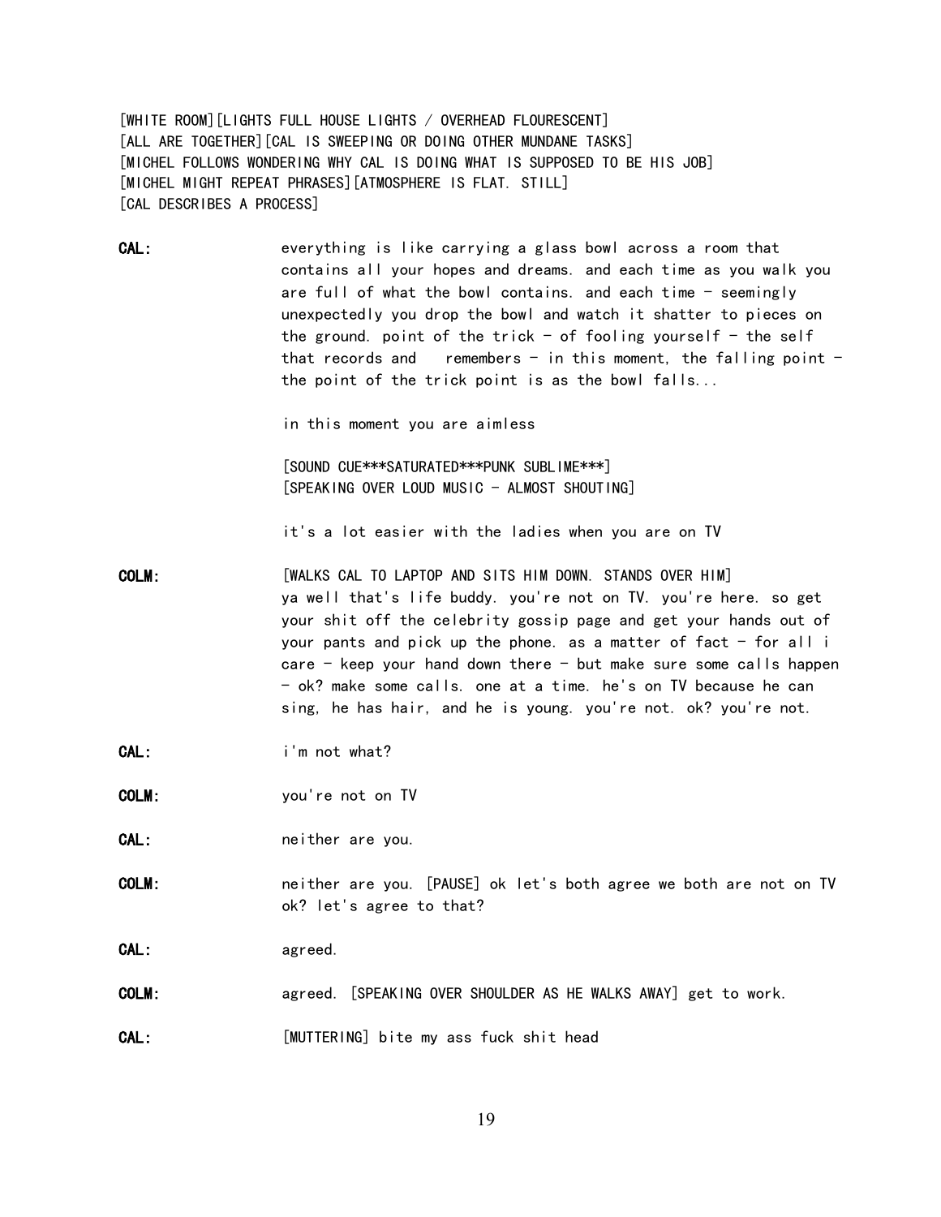[WHITE ROOM][LIGHTS FULL HOUSE LIGHTS / OVERHEAD FLOURESCENT]
[ALL ARE TOGETHER][CAL IS SWEEPING OR DOING OTHER MUNDANE TASKS]
[MICHEL FOLLOWS WONDERING WHY CAL IS DOING WHAT IS SUPPOSED TO BE HIS JOB]
[MICHEL MIGHT REPEAT PHRASES][ATMOSPHERE IS FLAT. STILL]
[CAL DESCRIBES A PROCESS]

**CAL:** everything is like carrying a glass bowl across a room that contains all your hopes and dreams. and each time as you walk you are full of what the bowl contains. and each time - seemingly unexpectedly you drop the bowl and watch it shatter to pieces on the ground. point of the trick - of fooling yourself - the self that records and remembers - in this moment, the falling point - the point of the trick point is as the bowl falls...

in this moment you are aimless

[SOUND CUE***SATURATED***PUNK SUBLIME***]
[SPEAKING OVER LOUD MUSIC - ALMOST SHOUTING]

it's a lot easier with the ladies when you are on TV

**COLM:** [WALKS CAL TO LAPTOP AND SITS HIM DOWN. STANDS OVER HIM]
ya well that's life buddy. you're not on TV. you're here. so get your shit off the celebrity gossip page and get your hands out of your pants and pick up the phone. as a matter of fact - for all i care - keep your hand down there - but make sure some calls happen - ok? make some calls. one at a time. he's on TV because he can sing, he has hair, and he is young. you're not. ok? you're not.

**CAL:** i'm not what?

**COLM:** you're not on TV

**CAL:** neither are you.

**COLM:** neither are you. [PAUSE] ok let's both agree we both are not on TV ok? let's agree to that?

**CAL:** agreed.

**COLM:** agreed. [SPEAKING OVER SHOULDER AS HE WALKS AWAY] get to work.

**CAL:** [MUTTERING] bite my ass fuck shit head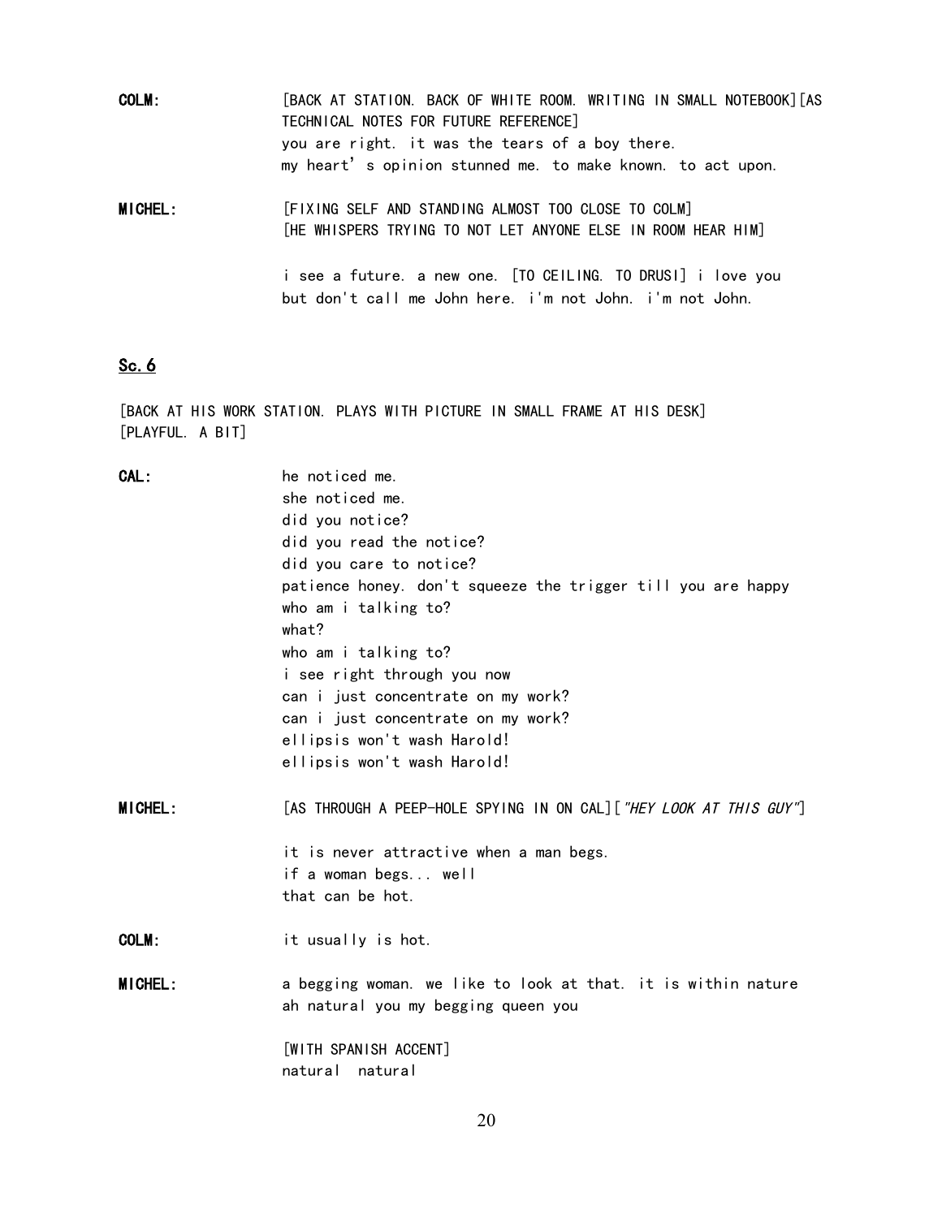**COLM:** [BACK AT STATION. BACK OF WHITE ROOM. WRITING IN SMALL NOTEBOOK][AS TECHNICAL NOTES FOR FUTURE REFERENCE]
you are right. it was the tears of a boy there.
my heart's opinion stunned me. to make known. to act upon.

**MICHEL:** [FIXING SELF AND STANDING ALMOST TOO CLOSE TO COLM]
[HE WHISPERS TRYING TO NOT LET ANYONE ELSE IN ROOM HEAR HIM]

i see a future. a new one. [TO CEILING. TO DRUSI] i love you
but don't call me John here. i'm not John. i'm not John.

## Sc.6

[BACK AT HIS WORK STATION. PLAYS WITH PICTURE IN SMALL FRAME AT HIS DESK]
[PLAYFUL. A BIT]

**CAL:** he noticed me.
she noticed me.
did you notice?
did you read the notice?
did you care to notice?
patience honey. don't squeeze the trigger till you are happy
who am i talking to?
what?
who am i talking to?
i see right through you now
can i just concentrate on my work?
can i just concentrate on my work?
ellipsis won't wash Harold!
ellipsis won't wash Harold!

**MICHEL:** [AS THROUGH A PEEP-HOLE SPYING IN ON CAL][*"HEY LOOK AT THIS GUY"*]

it is never attractive when a man begs.
if a woman begs... well
that can be hot.

**COLM:** it usually is hot.

**MICHEL:** a begging woman. we like to look at that. it is within nature
ah natural you my begging queen you

[WITH SPANISH ACCENT]
natural natural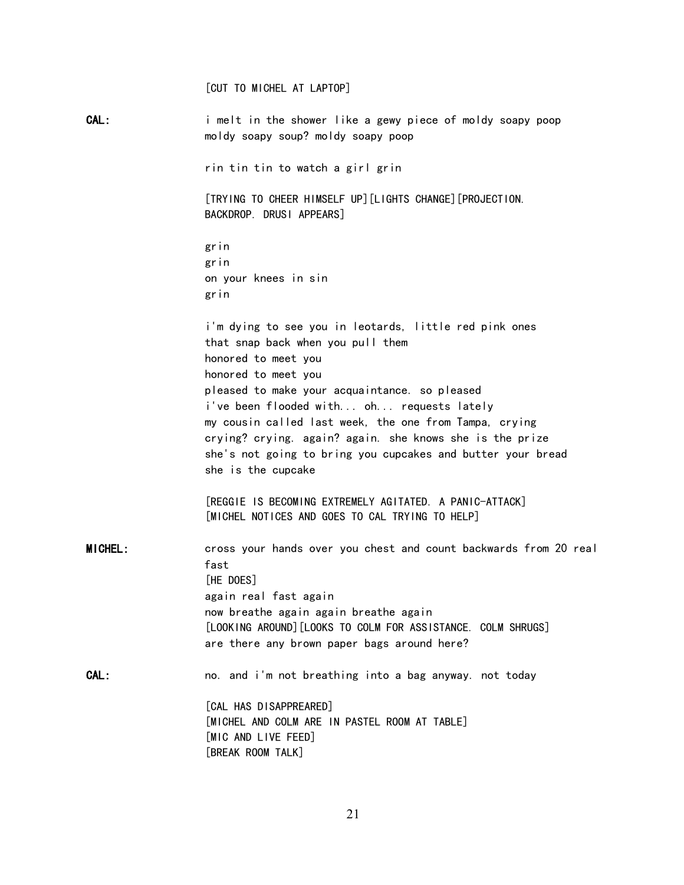[CUT TO MICHEL AT LAPTOP]

**CAL:** i melt in the shower like a gewy piece of moldy soapy poop
moldy soapy soup? moldy soapy poop

rin tin tin to watch a girl grin

[TRYING TO CHEER HIMSELF UP][LIGHTS CHANGE][PROJECTION. BACKDROP. DRUSI APPEARS]

grin
grin
on your knees in sin
grin

i'm dying to see you in leotards, little red pink ones
that snap back when you pull them
honored to meet you
honored to meet you
pleased to make your acquaintance. so pleased
i've been flooded with... oh... requests lately
my cousin called last week, the one from Tampa, crying
crying? crying. again? again. she knows she is the prize
she's not going to bring you cupcakes and butter your bread
she is the cupcake

[REGGIE IS BECOMING EXTREMELY AGITATED. A PANIC-ATTACK]
[MICHEL NOTICES AND GOES TO CAL TRYING TO HELP]

**MICHEL:** cross your hands over you chest and count backwards from 20 real fast
[HE DOES]
again real fast again
now breathe again again breathe again
[LOOKING AROUND][LOOKS TO COLM FOR ASSISTANCE. COLM SHRUGS]
are there any brown paper bags around here?

**CAL:** no. and i'm not breathing into a bag anyway. not today

[CAL HAS DISAPPREARED]
[MICHEL AND COLM ARE IN PASTEL ROOM AT TABLE]
[MIC AND LIVE FEED]
[BREAK ROOM TALK]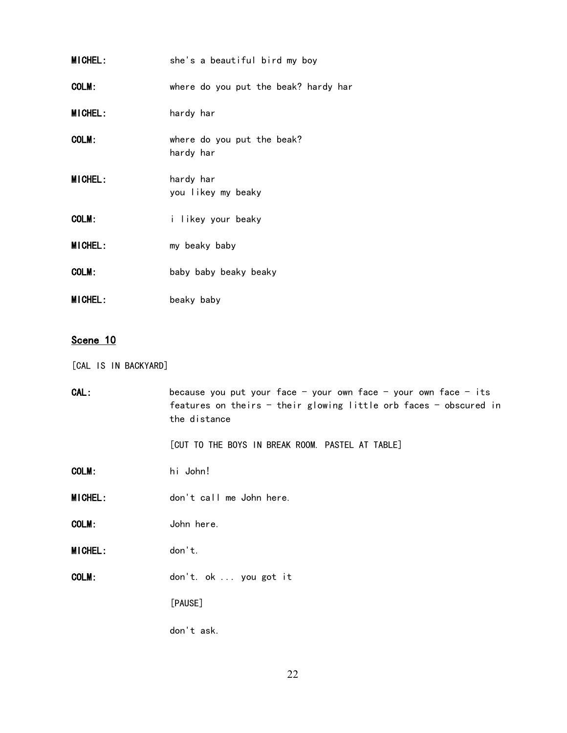**MICHEL:** she's a beautiful bird my boy

**COLM:** where do you put the beak? hardy har

**MICHEL:** hardy har

**COLM:** where do you put the beak?
hardy har

**MICHEL:** hardy har
you likey my beaky

**COLM:** i likey your beaky

**MICHEL:** my beaky baby

**COLM:** baby baby beaky beaky

**MICHEL:** beaky baby

## Scene 10

[CAL IS IN BACKYARD]

**CAL:** because you put your face - your own face - your own face - its features on theirs - their glowing little orb faces - obscured in the distance

[CUT TO THE BOYS IN BREAK ROOM. PASTEL AT TABLE]

**COLM:** hi John!

**MICHEL:** don't call me John here.

**COLM:** John here.

**MICHEL:** don't.

**COLM:** don't. ok ... you got it

[PAUSE]

don't ask.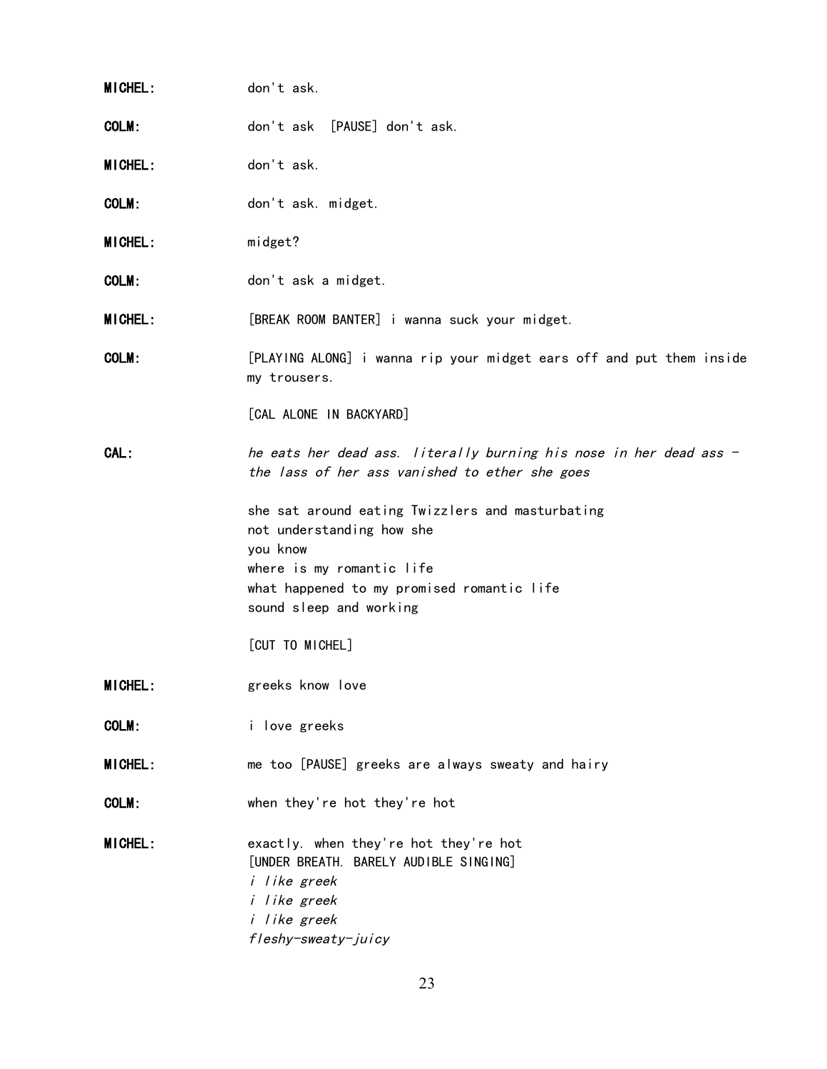**MICHEL:** don't ask.

**COLM:** don't ask [PAUSE] don't ask.

**MICHEL:** don't ask.

**COLM:** don't ask. midget.

**MICHEL:** midget?

**COLM:** don't ask a midget.

**MICHEL:** [BREAK ROOM BANTER] i wanna suck your midget.

**COLM:** [PLAYING ALONG] i wanna rip your midget ears off and put them inside my trousers.

[CAL ALONE IN BACKYARD]

**CAL:** *he eats her dead ass. literally burning his nose in her dead ass - the lass of her ass vanished to ether she goes*

she sat around eating Twizzlers and masturbating
not understanding how she
you know
where is my romantic life
what happened to my promised romantic life
sound sleep and working

[CUT TO MICHEL]

**MICHEL:** greeks know love

**COLM:** i love greeks

**MICHEL:** me too [PAUSE] greeks are always sweaty and hairy

**COLM:** when they're hot they're hot

**MICHEL:** exactly. when they're hot they're hot
[UNDER BREATH. BARELY AUDIBLE SINGING]
*i like greek*
*i like greek*
*i like greek*
*fleshy-sweaty-juicy*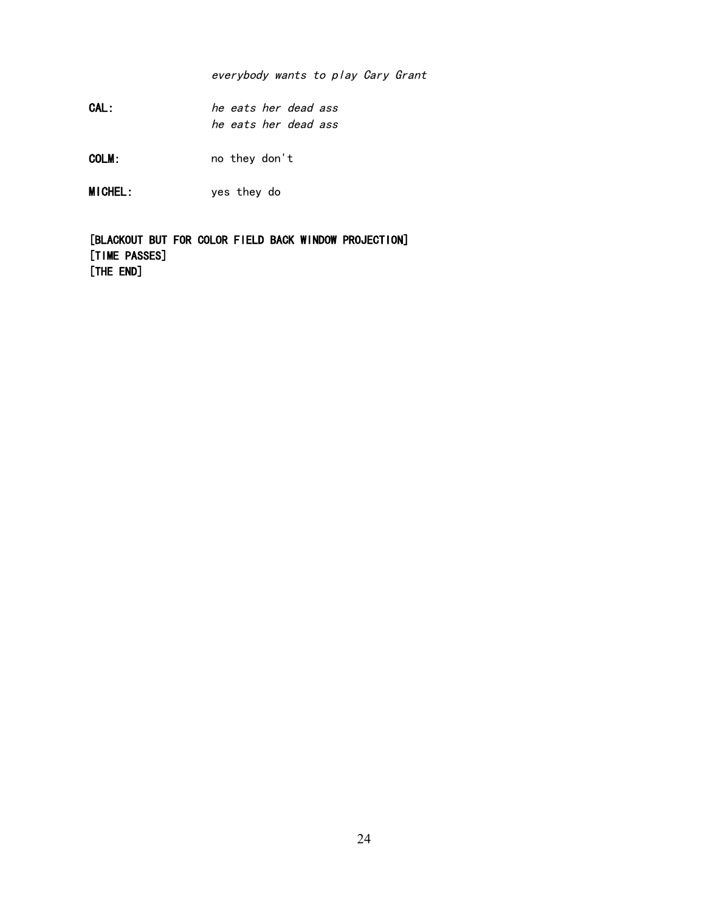*everybody wants to play Cary Grant*

**CAL:** *he eats her dead ass*
*he eats her dead ass*

**COLM:** no they don't

**MICHEL:** yes they do

**[BLACKOUT BUT FOR COLOR FIELD BACK WINDOW PROJECTION]**
**[TIME PASSES]**
**[THE END]**